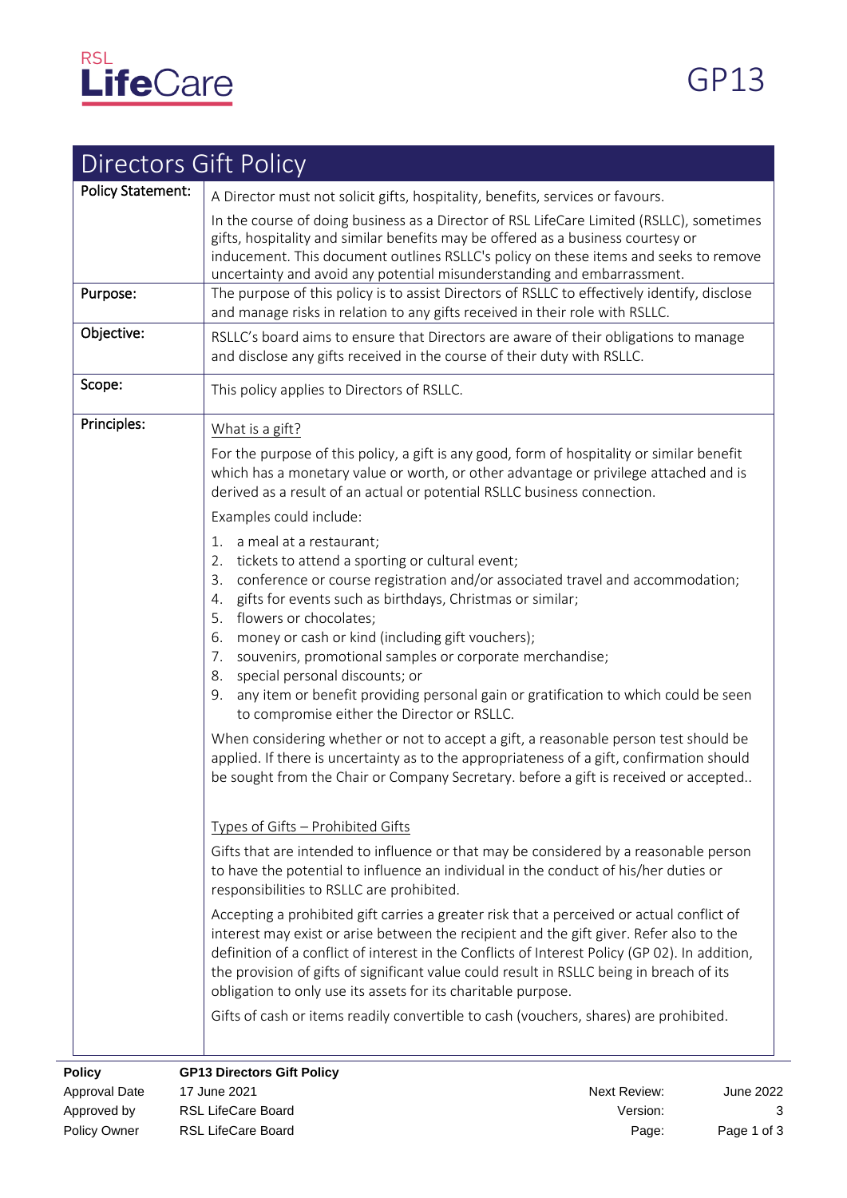RSL LifeCare

GP13

# Directors Gift Policy

**Policy Statement:**

A Director must not solicit gifts, hospitality, benefits, services or favours.

In the course of doing business as a Director of RSL LifeCare Limited (RSLLC), sometimes gifts, hospitality and similar benefits may be offered as a business courtesy or inducement. This document outlines RSLLC's policy on these items and seeks to remove uncertainty and avoid any potential misunderstanding and embarrassment.

**Purpose:**

The purpose of this policy is to assist Directors of RSLLC to effectively identify, disclose and manage risks in relation to any gifts received in their role with RSLLC.

**Objective:**

RSLLC's board aims to ensure that Directors are aware of their obligations to manage and disclose any gifts received in the course of their duty with RSLLC.

**Scope:**

This policy applies to Directors of RSLLC.

**Principles:**

What is a gift?

For the purpose of this policy, a gift is any good, form of hospitality or similar benefit which has a monetary value or worth, or other advantage or privilege attached and is derived as a result of an actual or potential RSLLC business connection.

Examples could include:

1. a meal at a restaurant;
2. tickets to attend a sporting or cultural event;
3. conference or course registration and/or associated travel and accommodation;
4. gifts for events such as birthdays, Christmas or similar;
5. flowers or chocolates;
6. money or cash or kind (including gift vouchers);
7. souvenirs, promotional samples or corporate merchandise;
8. special personal discounts; or
9. any item or benefit providing personal gain or gratification to which could be seen to compromise either the Director or RSLLC.

When considering whether or not to accept a gift, a reasonable person test should be applied. If there is uncertainty as to the appropriateness of a gift, confirmation should be sought from the Chair or Company Secretary. before a gift is received or accepted..

Types of Gifts – Prohibited Gifts

Gifts that are intended to influence or that may be considered by a reasonable person to have the potential to influence an individual in the conduct of his/her duties or responsibilities to RSLLC are prohibited.

Accepting a prohibited gift carries a greater risk that a perceived or actual conflict of interest may exist or arise between the recipient and the gift giver. Refer also to the definition of a conflict of interest in the Conflicts of Interest Policy (GP 02). In addition, the provision of gifts of significant value could result in RSLLC being in breach of its obligation to only use its assets for its charitable purpose.

Gifts of cash or items readily convertible to cash (vouchers, shares) are prohibited.

| | | | |
|---|---|---|---|
| **Policy** | **GP13 Directors Gift Policy** | | |
| Approval Date | 17 June 2021 | Next Review: | June 2022 |
| Approved by | RSL LifeCare Board | Version: | 3 |
| Policy Owner | RSL LifeCare Board | Page: | Page 1 of 3 |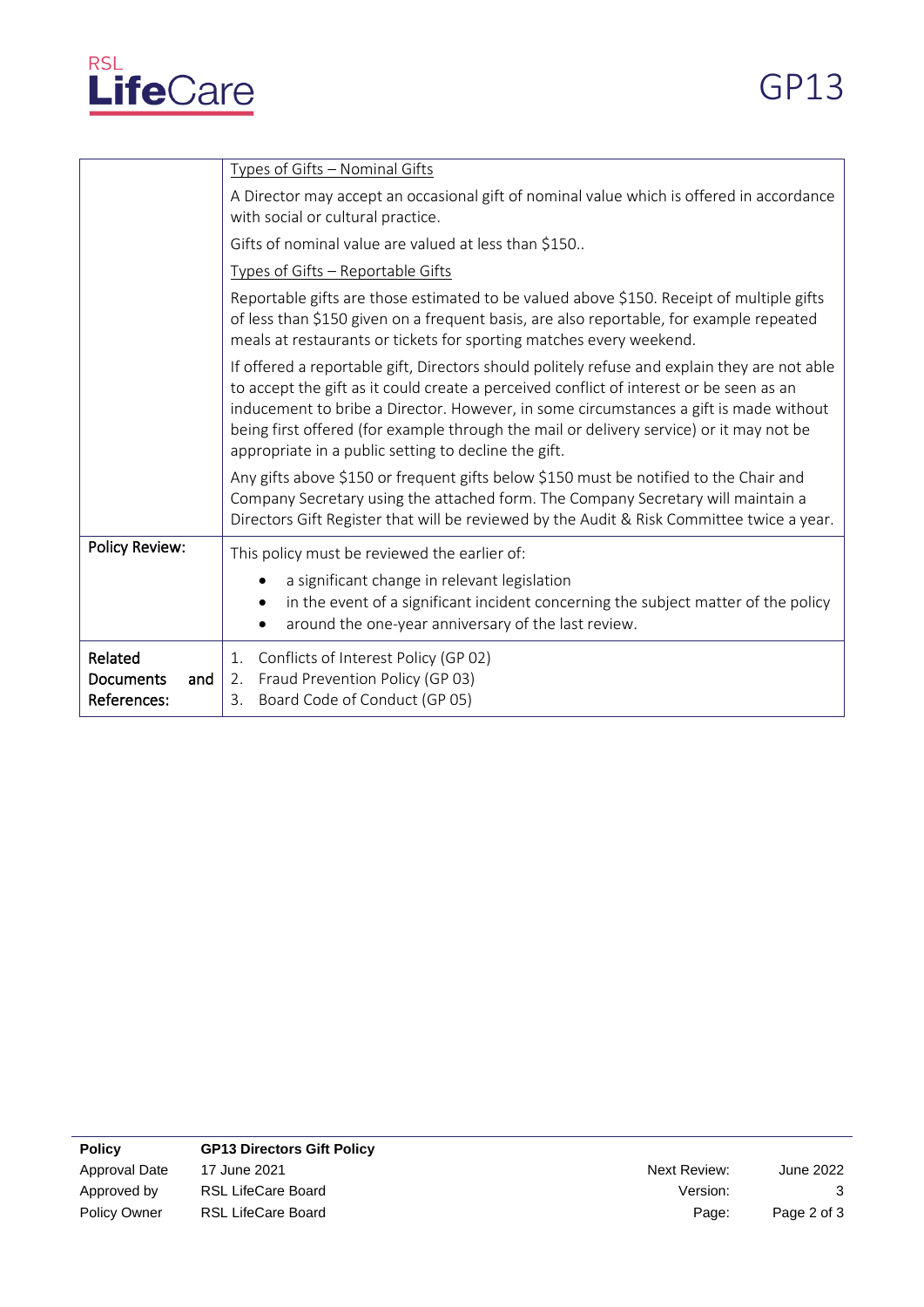| | |
|---|---|
| | <u>Types of Gifts – Nominal Gifts</u><br><br>A Director may accept an occasional gift of nominal value which is offered in accordance with social or cultural practice.<br><br>Gifts of nominal value are valued at less than $150..<br><br><u>Types of Gifts – Reportable Gifts</u><br><br>Reportable gifts are those estimated to be valued above $150. Receipt of multiple gifts of less than $150 given on a frequent basis, are also reportable, for example repeated meals at restaurants or tickets for sporting matches every weekend.<br><br>If offered a reportable gift, Directors should politely refuse and explain they are not able to accept the gift as it could create a perceived conflict of interest or be seen as an inducement to bribe a Director. However, in some circumstances a gift is made without being first offered (for example through the mail or delivery service) or it may not be appropriate in a public setting to decline the gift.<br><br>Any gifts above $150 or frequent gifts below $150 must be notified to the Chair and Company Secretary using the attached form. The Company Secretary will maintain a Directors Gift Register that will be reviewed by the Audit & Risk Committee twice a year. |
| **Policy Review:** | This policy must be reviewed the earlier of:<br><br>• a significant change in relevant legislation<br>• in the event of a significant incident concerning the subject matter of the policy<br>• around the one-year anniversary of the last review. |
| **Related Documents and References:** | 1. Conflicts of Interest Policy (GP 02)<br>2. Fraud Prevention Policy (GP 03)<br>3. Board Code of Conduct (GP 05) |

| | | | |
|---|---|---|---|
| **Policy** | **GP13 Directors Gift Policy** | | |
| Approval Date | 17 June 2021 | Next Review: | June 2022 |
| Approved by | RSL LifeCare Board | Version: | 3 |
| Policy Owner | RSL LifeCare Board | | |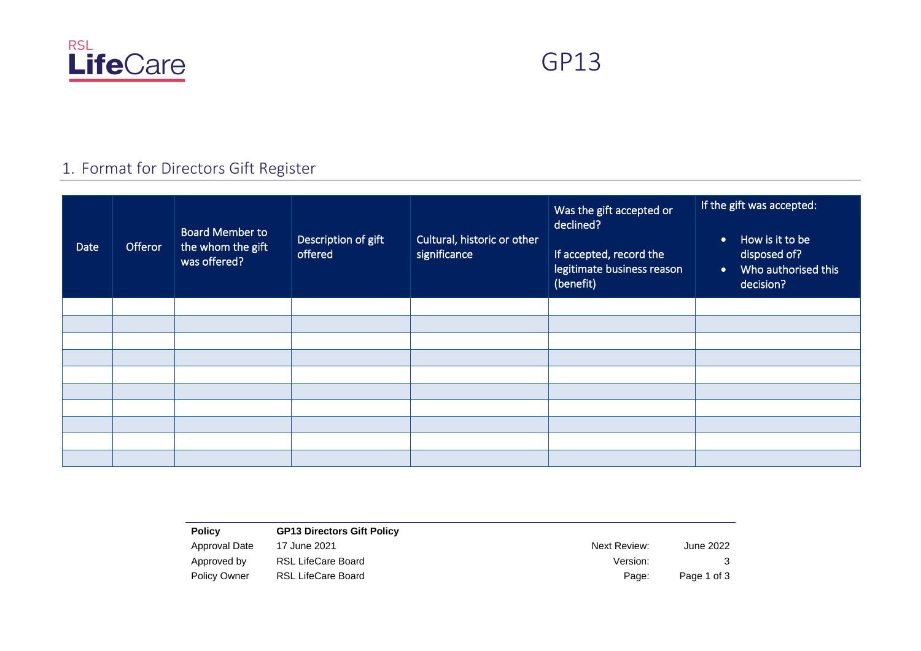## 1. Format for Directors Gift Register

| Date | Offeror | Board Member to the whom the gift was offered? | Description of gift offered | Cultural, historic or other significance | Was the gift accepted or declined?<br><br>If accepted, record the legitimate business reason (benefit) | If the gift was accepted:<br><br>• How is it to be disposed of?<br>• Who authorised this decision? |
|---|---|---|---|---|---|---|
| | | | | | | |
| | | | | | | |
| | | | | | | |
| | | | | | | |
| | | | | | | |
| | | | | | | |
| | | | | | | |
| | | | | | | |
| | | | | | | |
| | | | | | | |